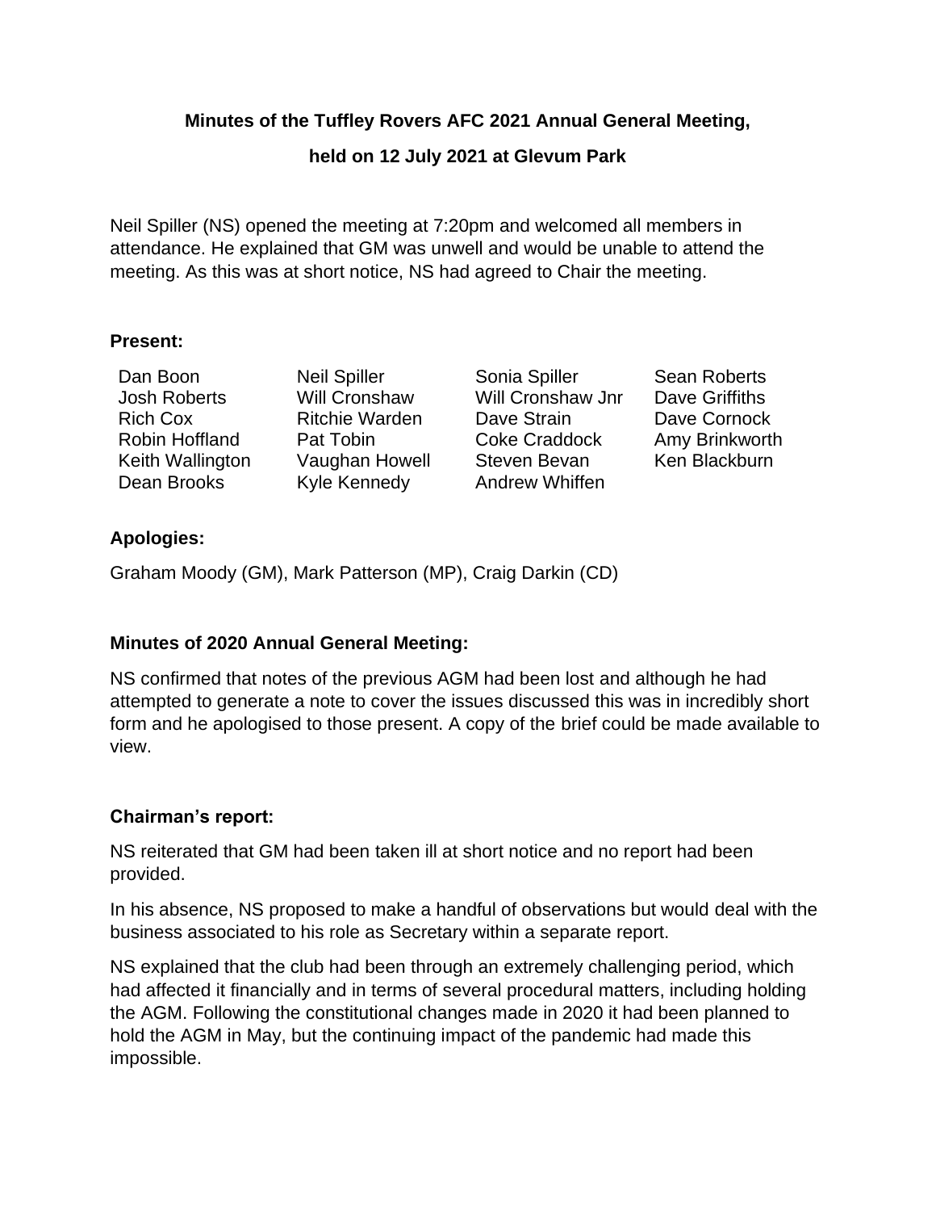**Minutes of the Tuffley Rovers AFC 2021 Annual General Meeting,**

**held on 12 July 2021 at Glevum Park**

Neil Spiller (NS) opened the meeting at 7:20pm and welcomed all members in attendance. He explained that GM was unwell and would be unable to attend the meeting. As this was at short notice, NS had agreed to Chair the meeting.

**Present:**

| | | | |
|---|---|---|---|
| Dan Boon | Neil Spiller | Sonia Spiller | Sean Roberts |
| Josh Roberts | Will Cronshaw | Will Cronshaw Jnr | Dave Griffiths |
| Rich Cox | Ritchie Warden | Dave Strain | Dave Cornock |
| Robin Hoffland | Pat Tobin | Coke Craddock | Amy Brinkworth |
| Keith Wallington | Vaughan Howell | Steven Bevan | Ken Blackburn |
| Dean Brooks | Kyle Kennedy | Andrew Whiffen | |

**Apologies:**

Graham Moody (GM), Mark Patterson (MP), Craig Darkin (CD)

**Minutes of 2020 Annual General Meeting:**

NS confirmed that notes of the previous AGM had been lost and although he had attempted to generate a note to cover the issues discussed this was in incredibly short form and he apologised to those present. A copy of the brief could be made available to view.

**Chairman's report:**

NS reiterated that GM had been taken ill at short notice and no report had been provided.

In his absence, NS proposed to make a handful of observations but would deal with the business associated to his role as Secretary within a separate report.

NS explained that the club had been through an extremely challenging period, which had affected it financially and in terms of several procedural matters, including holding the AGM. Following the constitutional changes made in 2020 it had been planned to hold the AGM in May, but the continuing impact of the pandemic had made this impossible.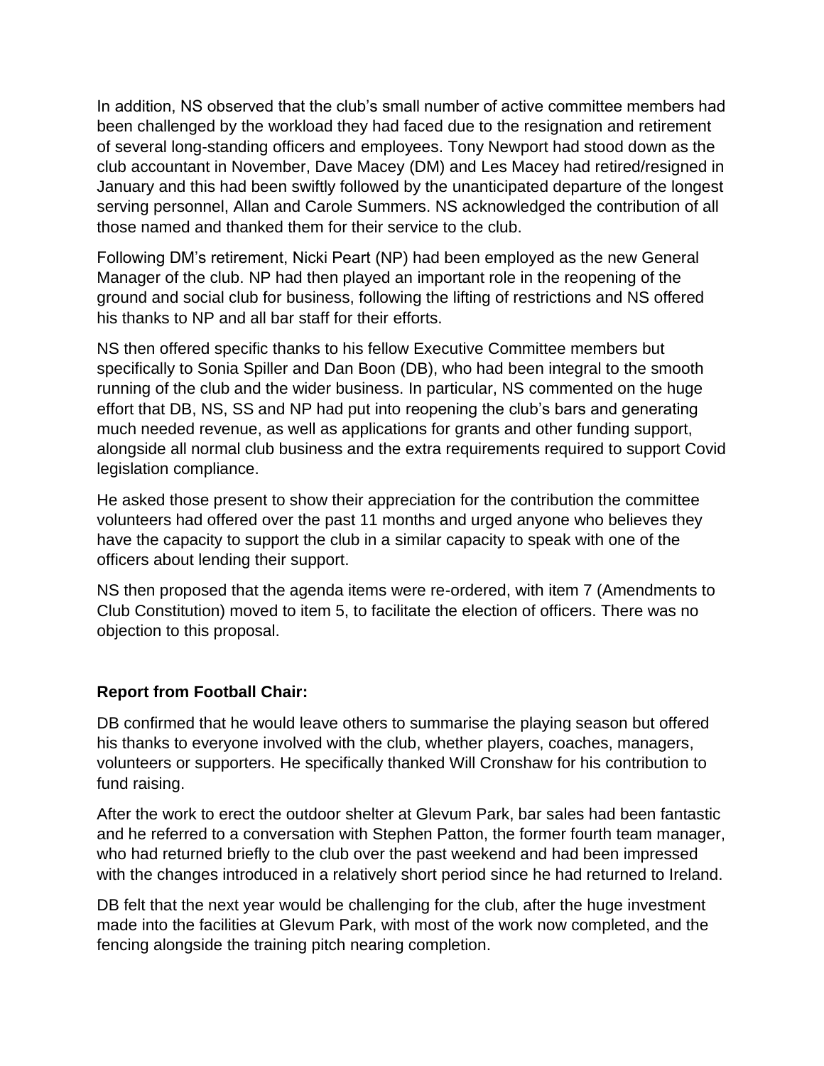In addition, NS observed that the club's small number of active committee members had been challenged by the workload they had faced due to the resignation and retirement of several long-standing officers and employees. Tony Newport had stood down as the club accountant in November, Dave Macey (DM) and Les Macey had retired/resigned in January and this had been swiftly followed by the unanticipated departure of the longest serving personnel, Allan and Carole Summers. NS acknowledged the contribution of all those named and thanked them for their service to the club.

Following DM's retirement, Nicki Peart (NP) had been employed as the new General Manager of the club. NP had then played an important role in the reopening of the ground and social club for business, following the lifting of restrictions and NS offered his thanks to NP and all bar staff for their efforts.

NS then offered specific thanks to his fellow Executive Committee members but specifically to Sonia Spiller and Dan Boon (DB), who had been integral to the smooth running of the club and the wider business. In particular, NS commented on the huge effort that DB, NS, SS and NP had put into reopening the club's bars and generating much needed revenue, as well as applications for grants and other funding support, alongside all normal club business and the extra requirements required to support Covid legislation compliance.

He asked those present to show their appreciation for the contribution the committee volunteers had offered over the past 11 months and urged anyone who believes they have the capacity to support the club in a similar capacity to speak with one of the officers about lending their support.

NS then proposed that the agenda items were re-ordered, with item 7 (Amendments to Club Constitution) moved to item 5, to facilitate the election of officers. There was no objection to this proposal.

**Report from Football Chair:**

DB confirmed that he would leave others to summarise the playing season but offered his thanks to everyone involved with the club, whether players, coaches, managers, volunteers or supporters. He specifically thanked Will Cronshaw for his contribution to fund raising.

After the work to erect the outdoor shelter at Glevum Park, bar sales had been fantastic and he referred to a conversation with Stephen Patton, the former fourth team manager, who had returned briefly to the club over the past weekend and had been impressed with the changes introduced in a relatively short period since he had returned to Ireland.

DB felt that the next year would be challenging for the club, after the huge investment made into the facilities at Glevum Park, with most of the work now completed, and the fencing alongside the training pitch nearing completion.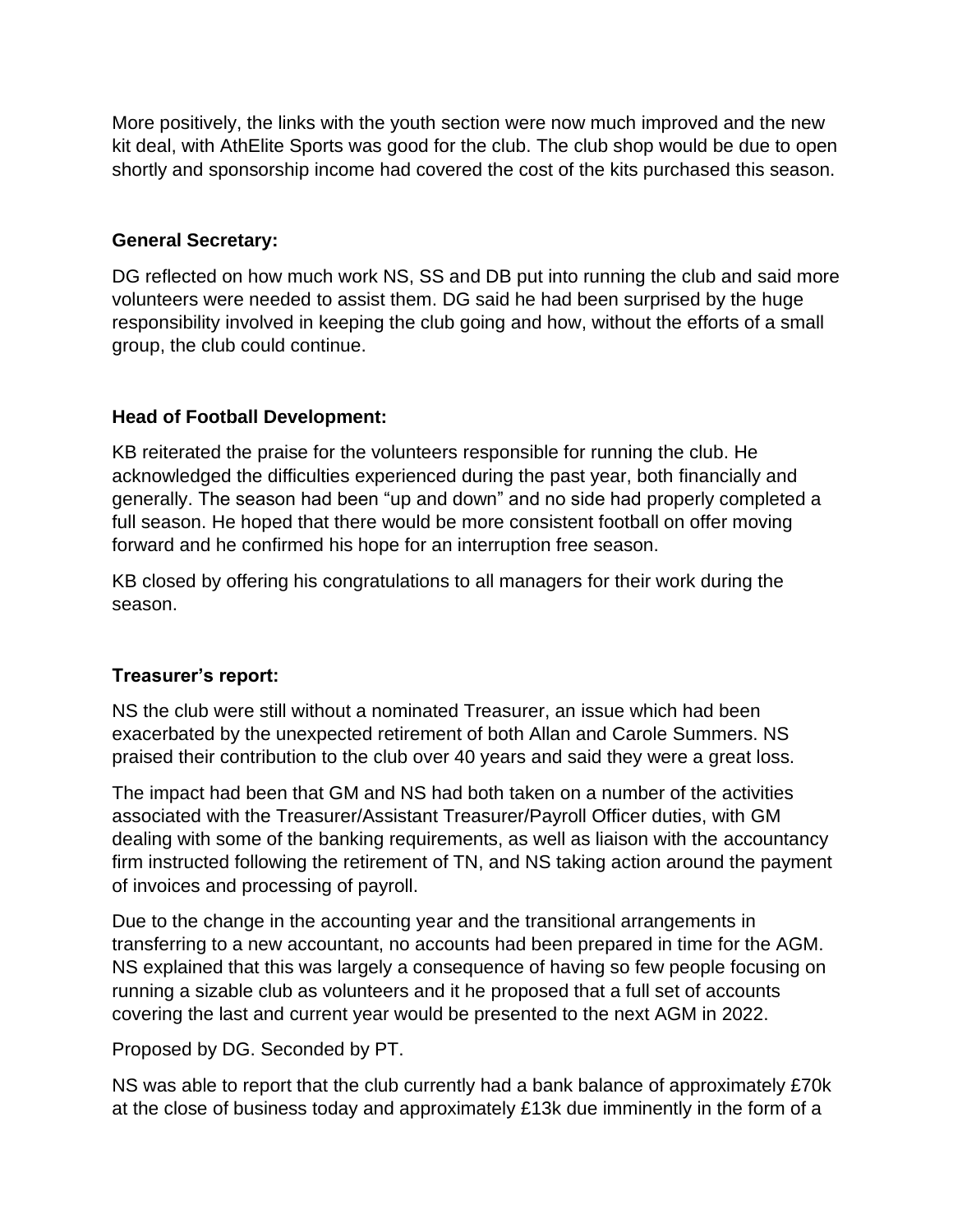More positively, the links with the youth section were now much improved and the new kit deal, with AthElite Sports was good for the club. The club shop would be due to open shortly and sponsorship income had covered the cost of the kits purchased this season.

**General Secretary:**

DG reflected on how much work NS, SS and DB put into running the club and said more volunteers were needed to assist them. DG said he had been surprised by the huge responsibility involved in keeping the club going and how, without the efforts of a small group, the club could continue.

**Head of Football Development:**

KB reiterated the praise for the volunteers responsible for running the club. He acknowledged the difficulties experienced during the past year, both financially and generally. The season had been "up and down" and no side had properly completed a full season. He hoped that there would be more consistent football on offer moving forward and he confirmed his hope for an interruption free season.

KB closed by offering his congratulations to all managers for their work during the season.

**Treasurer's report:**

NS the club were still without a nominated Treasurer, an issue which had been exacerbated by the unexpected retirement of both Allan and Carole Summers. NS praised their contribution to the club over 40 years and said they were a great loss.

The impact had been that GM and NS had both taken on a number of the activities associated with the Treasurer/Assistant Treasurer/Payroll Officer duties, with GM dealing with some of the banking requirements, as well as liaison with the accountancy firm instructed following the retirement of TN, and NS taking action around the payment of invoices and processing of payroll.

Due to the change in the accounting year and the transitional arrangements in transferring to a new accountant, no accounts had been prepared in time for the AGM. NS explained that this was largely a consequence of having so few people focusing on running a sizable club as volunteers and it he proposed that a full set of accounts covering the last and current year would be presented to the next AGM in 2022.

Proposed by DG. Seconded by PT.

NS was able to report that the club currently had a bank balance of approximately £70k at the close of business today and approximately £13k due imminently in the form of a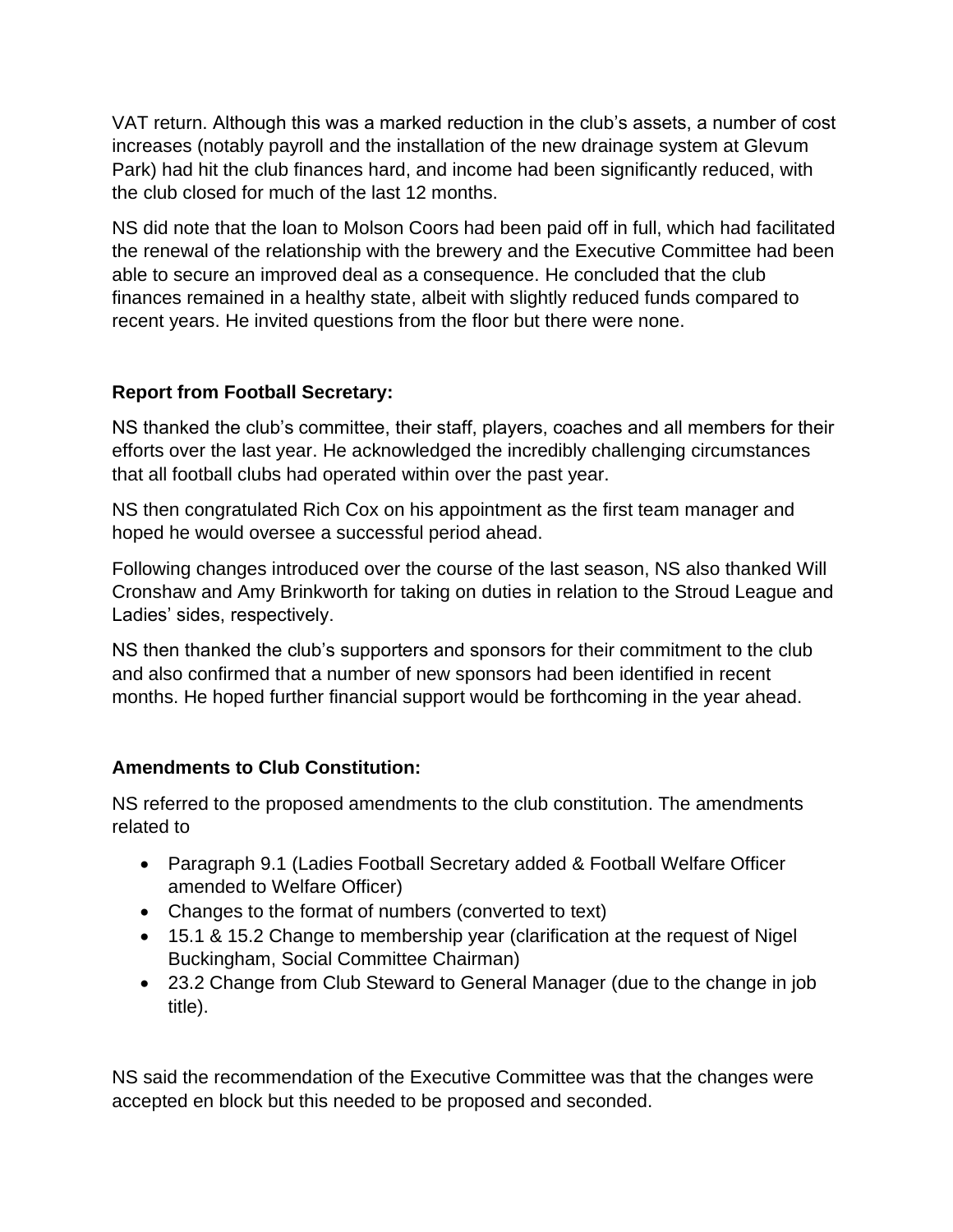VAT return. Although this was a marked reduction in the club's assets, a number of cost increases (notably payroll and the installation of the new drainage system at Glevum Park) had hit the club finances hard, and income had been significantly reduced, with the club closed for much of the last 12 months.

NS did note that the loan to Molson Coors had been paid off in full, which had facilitated the renewal of the relationship with the brewery and the Executive Committee had been able to secure an improved deal as a consequence. He concluded that the club finances remained in a healthy state, albeit with slightly reduced funds compared to recent years. He invited questions from the floor but there were none.

**Report from Football Secretary:**

NS thanked the club's committee, their staff, players, coaches and all members for their efforts over the last year. He acknowledged the incredibly challenging circumstances that all football clubs had operated within over the past year.

NS then congratulated Rich Cox on his appointment as the first team manager and hoped he would oversee a successful period ahead.

Following changes introduced over the course of the last season, NS also thanked Will Cronshaw and Amy Brinkworth for taking on duties in relation to the Stroud League and Ladies' sides, respectively.

NS then thanked the club's supporters and sponsors for their commitment to the club and also confirmed that a number of new sponsors had been identified in recent months. He hoped further financial support would be forthcoming in the year ahead.

**Amendments to Club Constitution:**

NS referred to the proposed amendments to the club constitution. The amendments related to

- Paragraph 9.1 (Ladies Football Secretary added & Football Welfare Officer amended to Welfare Officer)
- Changes to the format of numbers (converted to text)
- 15.1 & 15.2 Change to membership year (clarification at the request of Nigel Buckingham, Social Committee Chairman)
- 23.2 Change from Club Steward to General Manager (due to the change in job title).

NS said the recommendation of the Executive Committee was that the changes were accepted en block but this needed to be proposed and seconded.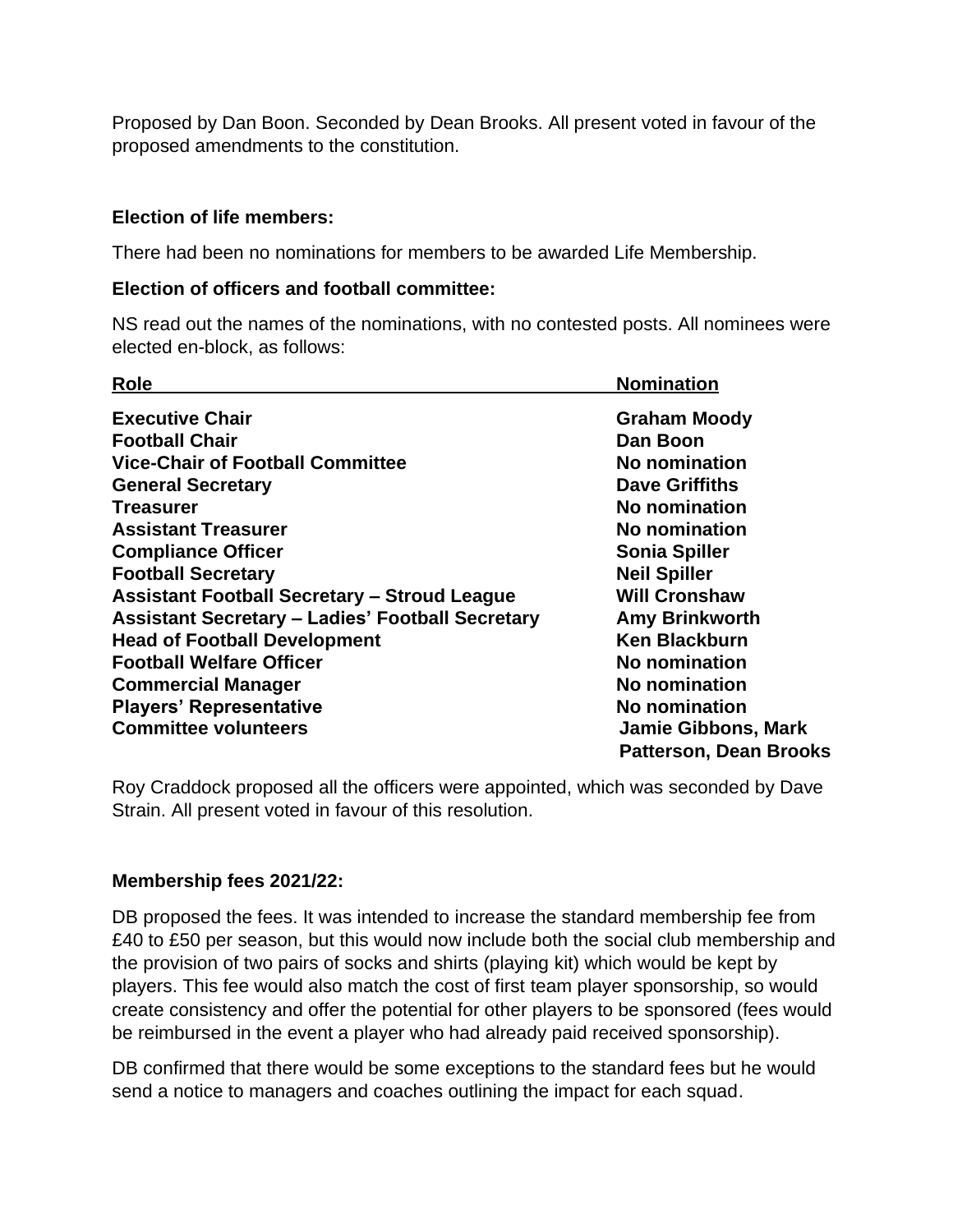Proposed by Dan Boon. Seconded by Dean Brooks. All present voted in favour of the proposed amendments to the constitution.

**Election of life members:**

There had been no nominations for members to be awarded Life Membership.

**Election of officers and football committee:**

NS read out the names of the nominations, with no contested posts. All nominees were elected en-block, as follows:

| Role | Nomination |
| --- | --- |
| **Executive Chair** | **Graham Moody** |
| **Football Chair** | **Dan Boon** |
| **Vice-Chair of Football Committee** | **No nomination** |
| **General Secretary** | **Dave Griffiths** |
| **Treasurer** | **No nomination** |
| **Assistant Treasurer** | **No nomination** |
| **Compliance Officer** | **Sonia Spiller** |
| **Football Secretary** | **Neil Spiller** |
| **Assistant Football Secretary – Stroud League** | **Will Cronshaw** |
| **Assistant Secretary – Ladies' Football Secretary** | **Amy Brinkworth** |
| **Head of Football Development** | **Ken Blackburn** |
| **Football Welfare Officer** | **No nomination** |
| **Commercial Manager** | **No nomination** |
| **Players' Representative** | **No nomination** |
| **Committee volunteers** | **Jamie Gibbons, Mark Patterson, Dean Brooks** |

Roy Craddock proposed all the officers were appointed, which was seconded by Dave Strain. All present voted in favour of this resolution.

**Membership fees 2021/22:**

DB proposed the fees. It was intended to increase the standard membership fee from £40 to £50 per season, but this would now include both the social club membership and the provision of two pairs of socks and shirts (playing kit) which would be kept by players. This fee would also match the cost of first team player sponsorship, so would create consistency and offer the potential for other players to be sponsored (fees would be reimbursed in the event a player who had already paid received sponsorship).

DB confirmed that there would be some exceptions to the standard fees but he would send a notice to managers and coaches outlining the impact for each squad.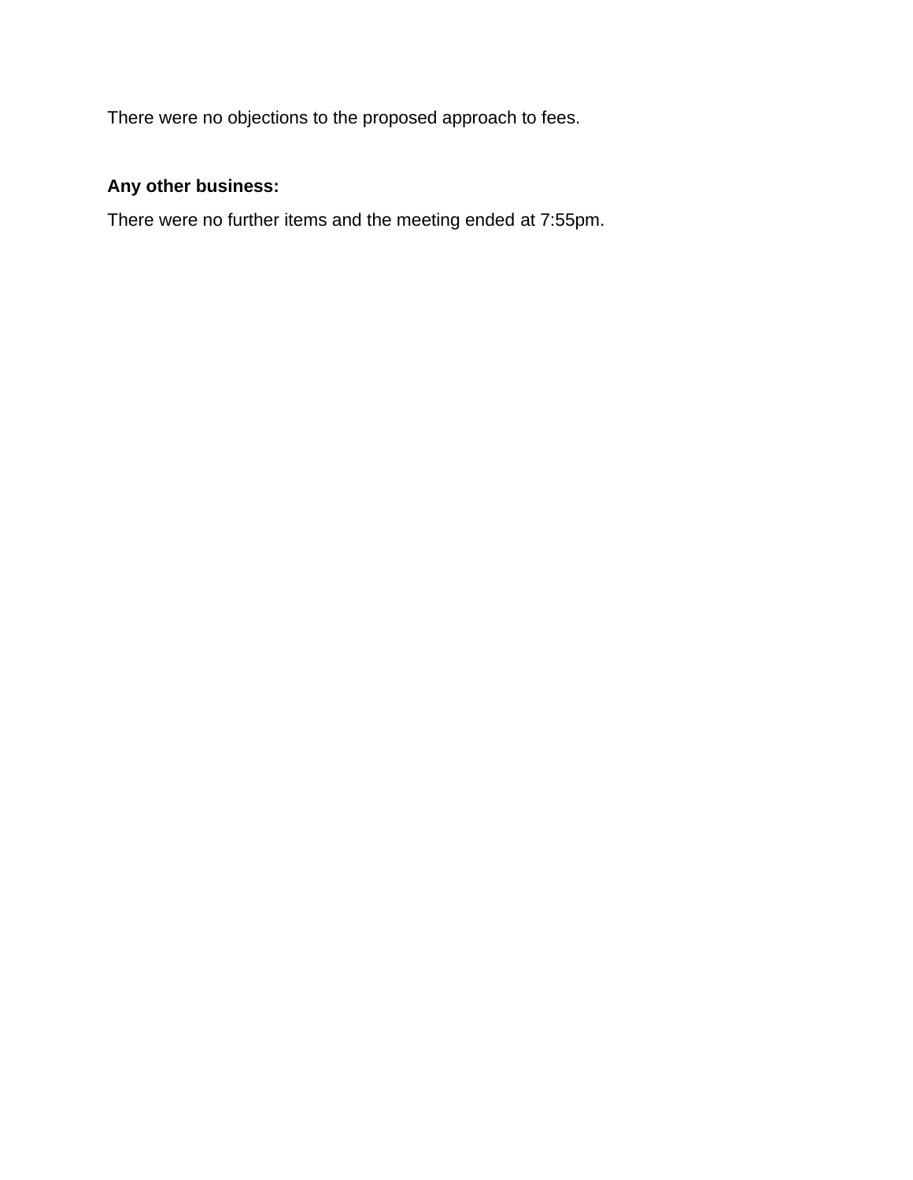There were no objections to the proposed approach to fees.

**Any other business:**

There were no further items and the meeting ended at 7:55pm.